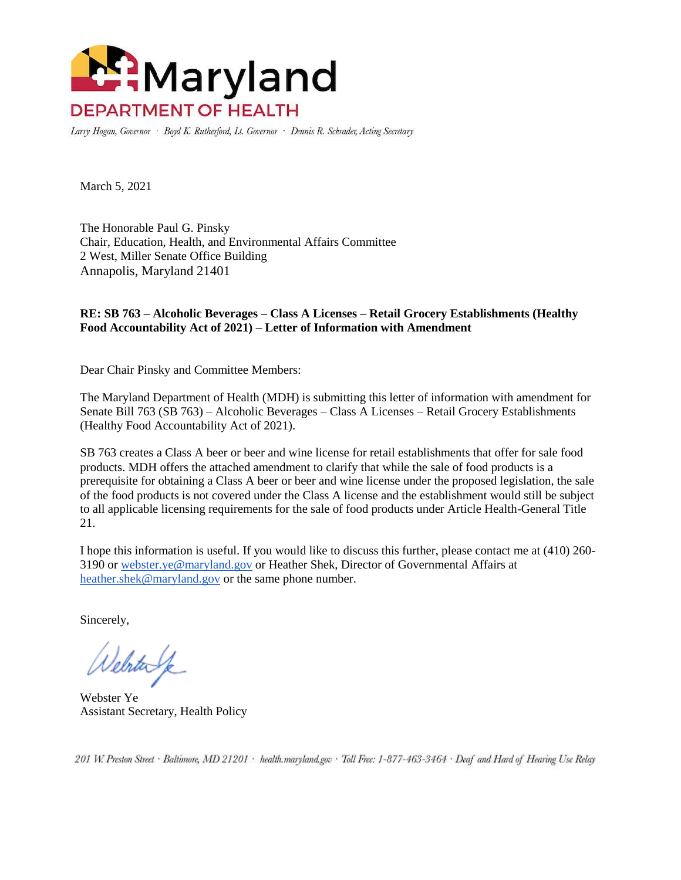# Maryland DEPARTMENT OF HEALTH

*Larry Hogan, Governor · Boyd K. Rutherford, Lt. Governor · Dennis R. Schrader, Acting Secretary*

March 5, 2021

The Honorable Paul G. Pinsky
Chair, Education, Health, and Environmental Affairs Committee
2 West, Miller Senate Office Building
Annapolis, Maryland 21401

**RE: SB 763 – Alcoholic Beverages – Class A Licenses – Retail Grocery Establishments (Healthy Food Accountability Act of 2021) – Letter of Information with Amendment**

Dear Chair Pinsky and Committee Members:

The Maryland Department of Health (MDH) is submitting this letter of information with amendment for Senate Bill 763 (SB 763) – Alcoholic Beverages – Class A Licenses – Retail Grocery Establishments (Healthy Food Accountability Act of 2021).

SB 763 creates a Class A beer or beer and wine license for retail establishments that offer for sale food products. MDH offers the attached amendment to clarify that while the sale of food products is a prerequisite for obtaining a Class A beer or beer and wine license under the proposed legislation, the sale of the food products is not covered under the Class A license and the establishment would still be subject to all applicable licensing requirements for the sale of food products under Article Health-General Title 21.

I hope this information is useful. If you would like to discuss this further, please contact me at (410) 260-3190 or webster.ye@maryland.gov or Heather Shek, Director of Governmental Affairs at heather.shek@maryland.gov or the same phone number.

Sincerely,

Webster Ye
Assistant Secretary, Health Policy

*201 W. Preston Street · Baltimore, MD 21201 · health.maryland.gov · Toll Free: 1-877-463-3464 · Deaf and Hard of Hearing Use Relay*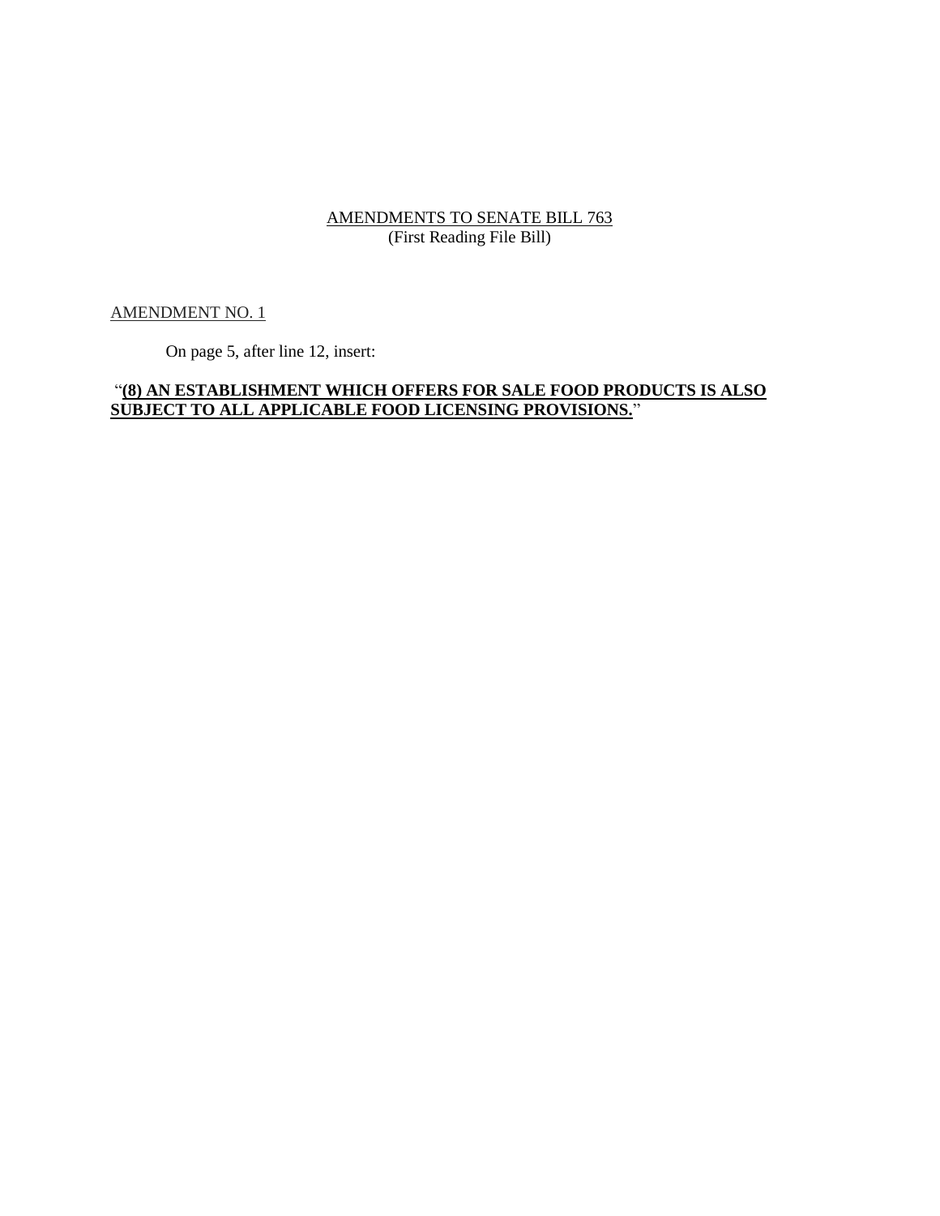AMENDMENTS TO SENATE BILL 763
(First Reading File Bill)

AMENDMENT NO. 1

On page 5, after line 12, insert:

"**(8) AN ESTABLISHMENT WHICH OFFERS FOR SALE FOOD PRODUCTS IS ALSO SUBJECT TO ALL APPLICABLE FOOD LICENSING PROVISIONS.**"